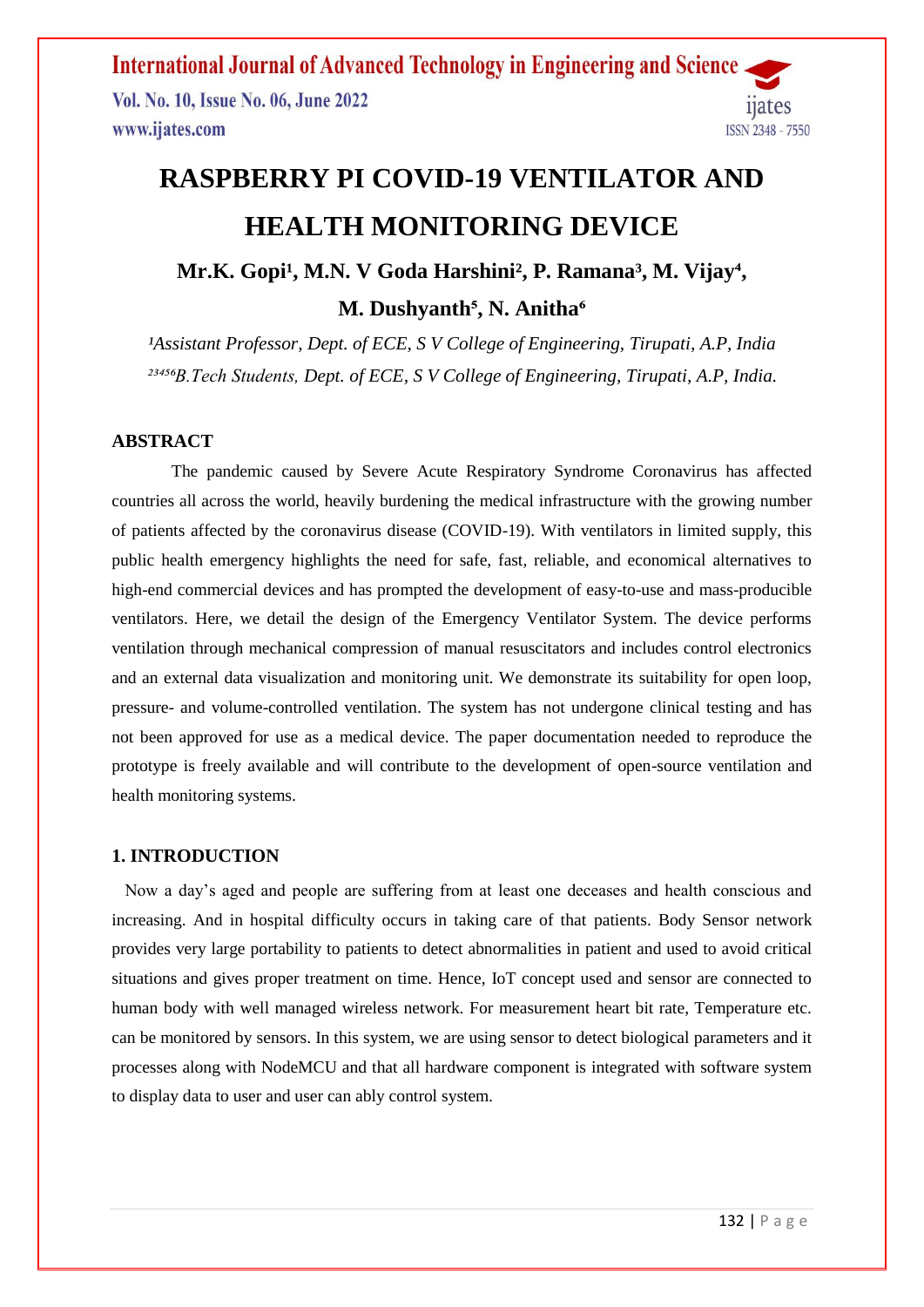# RASPBERRY PI COVID-19 VENTILATOR AND HEALTH MONITORING DEVICE

**Mr.K. Gopi[1], M.N. V Goda Harshini[2], P. Ramana[3], M. Vijay[4], M. Dushyanth[5], N. Anitha[6]**

*[1]Assistant Professor, Dept. of ECE, S V College of Engineering, Tirupati, A.P, India*

*[23456]B.Tech Students, Dept. of ECE, S V College of Engineering, Tirupati, A.P, India.*

## ABSTRACT

The pandemic caused by Severe Acute Respiratory Syndrome Coronavirus has affected countries all across the world, heavily burdening the medical infrastructure with the growing number of patients affected by the coronavirus disease (COVID-19). With ventilators in limited supply, this public health emergency highlights the need for safe, fast, reliable, and economical alternatives to high-end commercial devices and has prompted the development of easy-to-use and mass-producible ventilators. Here, we detail the design of the Emergency Ventilator System. The device performs ventilation through mechanical compression of manual resuscitators and includes control electronics and an external data visualization and monitoring unit. We demonstrate its suitability for open loop, pressure- and volume-controlled ventilation. The system has not undergone clinical testing and has not been approved for use as a medical device. The paper documentation needed to reproduce the prototype is freely available and will contribute to the development of open-source ventilation and health monitoring systems.

## 1. INTRODUCTION

Now a day's aged and people are suffering from at least one deceases and health conscious and increasing. And in hospital difficulty occurs in taking care of that patients. Body Sensor network provides very large portability to patients to detect abnormalities in patient and used to avoid critical situations and gives proper treatment on time. Hence, IoT concept used and sensor are connected to human body with well managed wireless network. For measurement heart bit rate, Temperature etc. can be monitored by sensors. In this system, we are using sensor to detect biological parameters and it processes along with NodeMCU and that all hardware component is integrated with software system to display data to user and user can ably control system.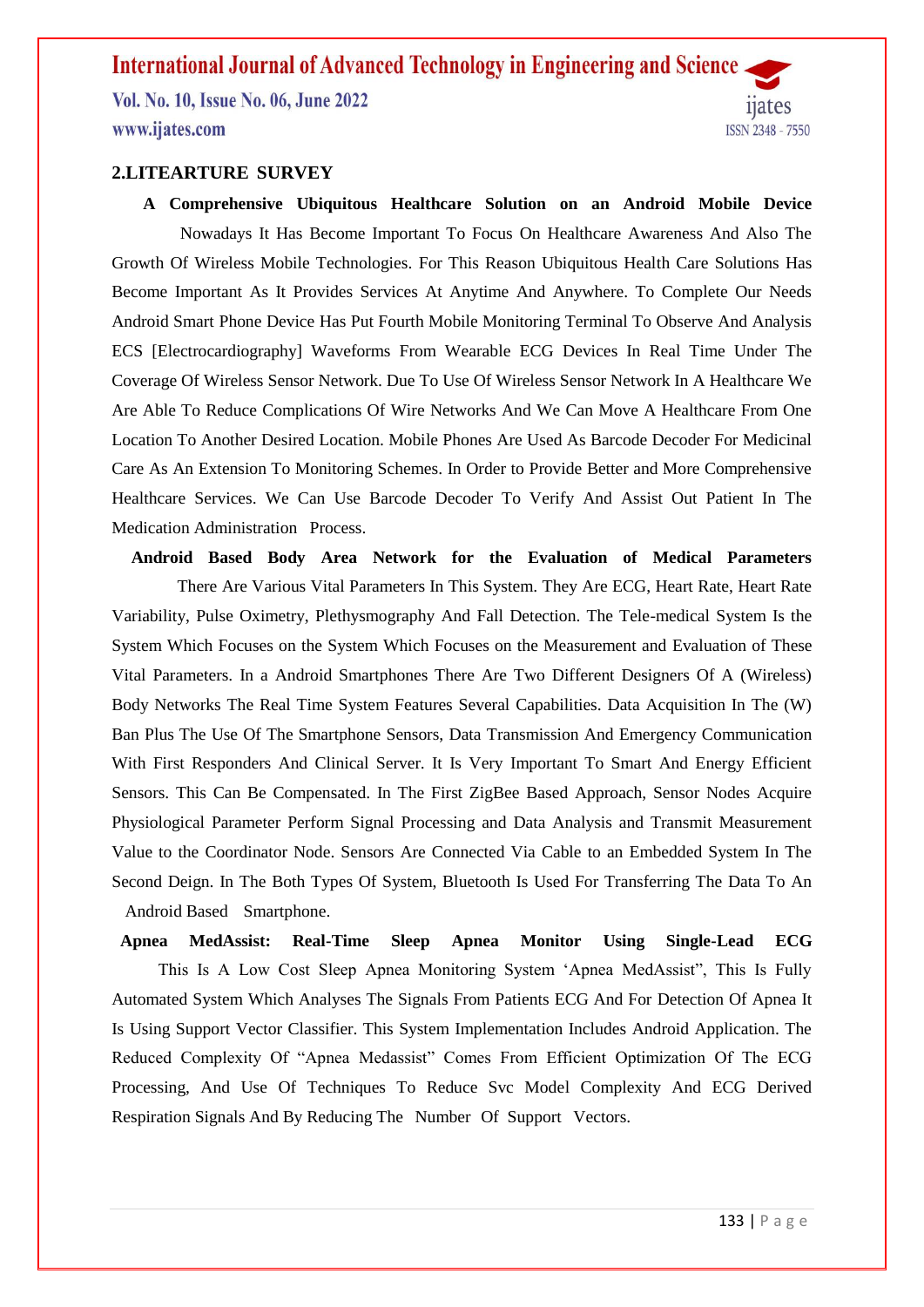## 2.LITEARTURE SURVEY

**A Comprehensive Ubiquitous Healthcare Solution on an Android Mobile Device**

Nowadays It Has Become Important To Focus On Healthcare Awareness And Also The Growth Of Wireless Mobile Technologies. For This Reason Ubiquitous Health Care Solutions Has Become Important As It Provides Services At Anytime And Anywhere. To Complete Our Needs Android Smart Phone Device Has Put Fourth Mobile Monitoring Terminal To Observe And Analysis ECS [Electrocardiography] Waveforms From Wearable ECG Devices In Real Time Under The Coverage Of Wireless Sensor Network. Due To Use Of Wireless Sensor Network In A Healthcare We Are Able To Reduce Complications Of Wire Networks And We Can Move A Healthcare From One Location To Another Desired Location. Mobile Phones Are Used As Barcode Decoder For Medicinal Care As An Extension To Monitoring Schemes. In Order to Provide Better and More Comprehensive Healthcare Services. We Can Use Barcode Decoder To Verify And Assist Out Patient In The Medication Administration Process.

**Android Based Body Area Network for the Evaluation of Medical Parameters**

There Are Various Vital Parameters In This System. They Are ECG, Heart Rate, Heart Rate Variability, Pulse Oximetry, Plethysmography And Fall Detection. The Tele-medical System Is the System Which Focuses on the System Which Focuses on the Measurement and Evaluation of These Vital Parameters. In a Android Smartphones There Are Two Different Designers Of A (Wireless) Body Networks The Real Time System Features Several Capabilities. Data Acquisition In The (W) Ban Plus The Use Of The Smartphone Sensors, Data Transmission And Emergency Communication With First Responders And Clinical Server. It Is Very Important To Smart And Energy Efficient Sensors. This Can Be Compensated. In The First ZigBee Based Approach, Sensor Nodes Acquire Physiological Parameter Perform Signal Processing and Data Analysis and Transmit Measurement Value to the Coordinator Node. Sensors Are Connected Via Cable to an Embedded System In The Second Deign. In The Both Types Of System, Bluetooth Is Used For Transferring The Data To An Android Based Smartphone.

**Apnea MedAssist: Real-Time Sleep Apnea Monitor Using Single-Lead ECG**

This Is A Low Cost Sleep Apnea Monitoring System 'Apnea MedAssist", This Is Fully Automated System Which Analyses The Signals From Patients ECG And For Detection Of Apnea It Is Using Support Vector Classifier. This System Implementation Includes Android Application. The Reduced Complexity Of "Apnea Medassist" Comes From Efficient Optimization Of The ECG Processing, And Use Of Techniques To Reduce Svc Model Complexity And ECG Derived Respiration Signals And By Reducing The Number Of Support Vectors.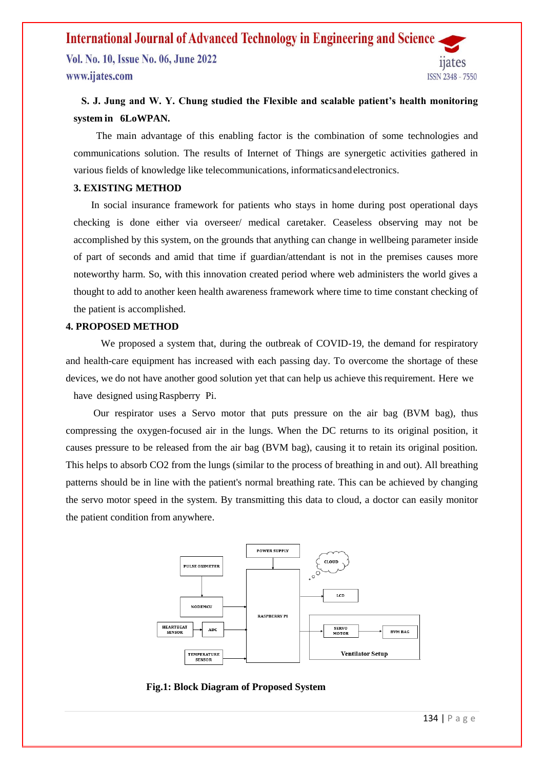**S. J. Jung and W. Y. Chung studied the Flexible and scalable patient's health monitoring system in 6LoWPAN.**

The main advantage of this enabling factor is the combination of some technologies and communications solution. The results of Internet of Things are synergetic activities gathered in various fields of knowledge like telecommunications, informatics and electronics.

## 3. EXISTING METHOD

In social insurance framework for patients who stays in home during post operational days checking is done either via overseer/ medical caretaker. Ceaseless observing may not be accomplished by this system, on the grounds that anything can change in wellbeing parameter inside of part of seconds and amid that time if guardian/attendant is not in the premises causes more noteworthy harm. So, with this innovation created period where web administers the world gives a thought to add to another keen health awareness framework where time to time constant checking of the patient is accomplished.

## 4. PROPOSED METHOD

We proposed a system that, during the outbreak of COVID-19, the demand for respiratory and health-care equipment has increased with each passing day. To overcome the shortage of these devices, we do not have another good solution yet that can help us achieve this requirement. Here we have designed using Raspberry Pi.

Our respirator uses a Servo motor that puts pressure on the air bag (BVM bag), thus compressing the oxygen-focused air in the lungs. When the DC returns to its original position, it causes pressure to be released from the air bag (BVM bag), causing it to retain its original position. This helps to absorb $CO_2$ from the lungs (similar to the process of breathing in and out). All breathing patterns should be in line with the patient's normal breathing rate. This can be achieved by changing the servo motor speed in the system. By transmitting this data to cloud, a doctor can easily monitor the patient condition from anywhere.

**Fig.1: Block Diagram of Proposed System**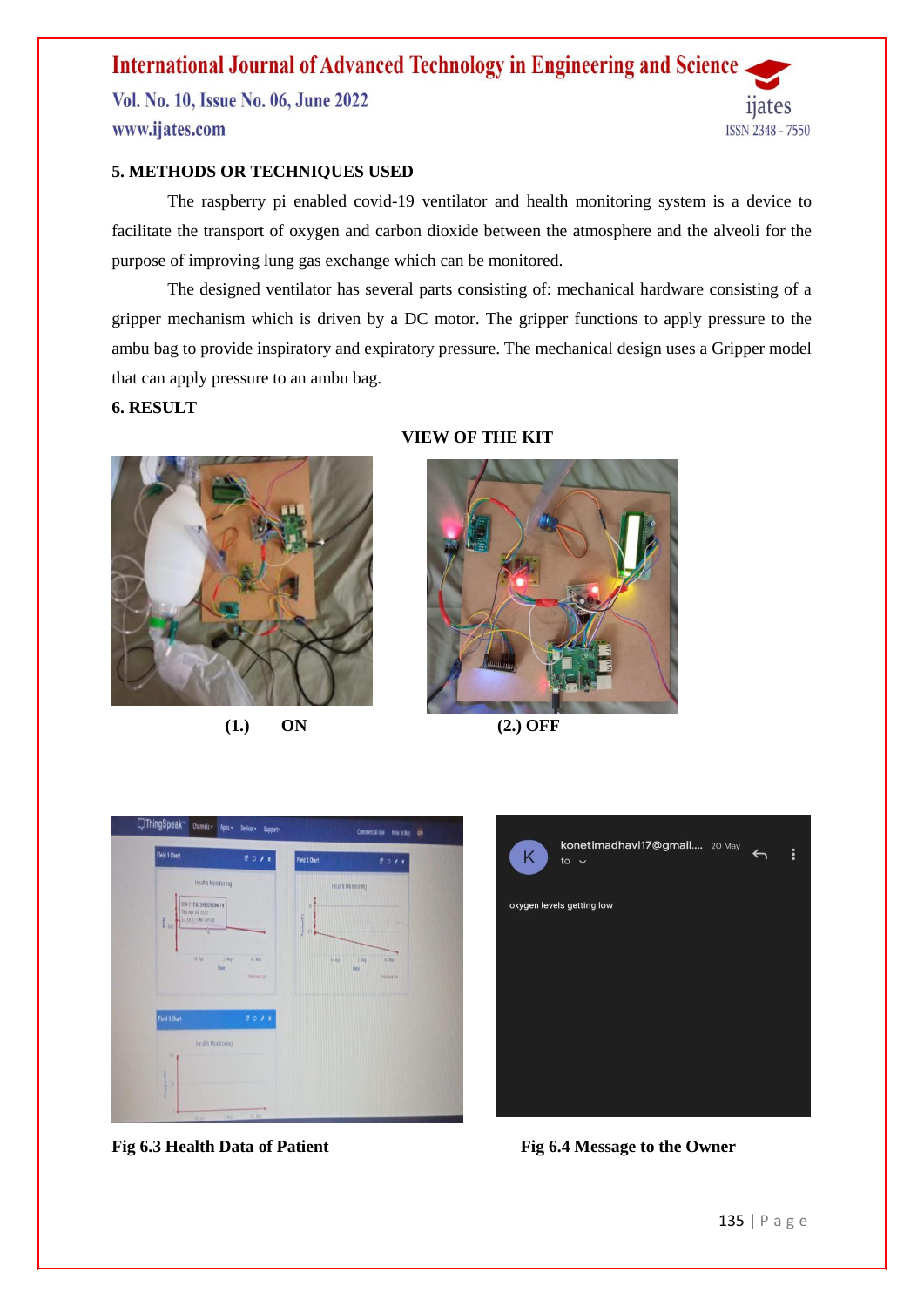## 5. METHODS OR TECHNIQUES USED

The raspberry pi enabled covid-19 ventilator and health monitoring system is a device to facilitate the transport of oxygen and carbon dioxide between the atmosphere and the alveoli for the purpose of improving lung gas exchange which can be monitored.

The designed ventilator has several parts consisting of: mechanical hardware consisting of a gripper mechanism which is driven by a DC motor. The gripper functions to apply pressure to the ambu bag to provide inspiratory and expiratory pressure. The mechanical design uses a Gripper model that can apply pressure to an ambu bag.

## 6. RESULT

**VIEW OF THE KIT**

**(1.) ON** **(2.) OFF**

**Fig 6.3 Health Data of Patient** **Fig 6.4 Message to the Owner**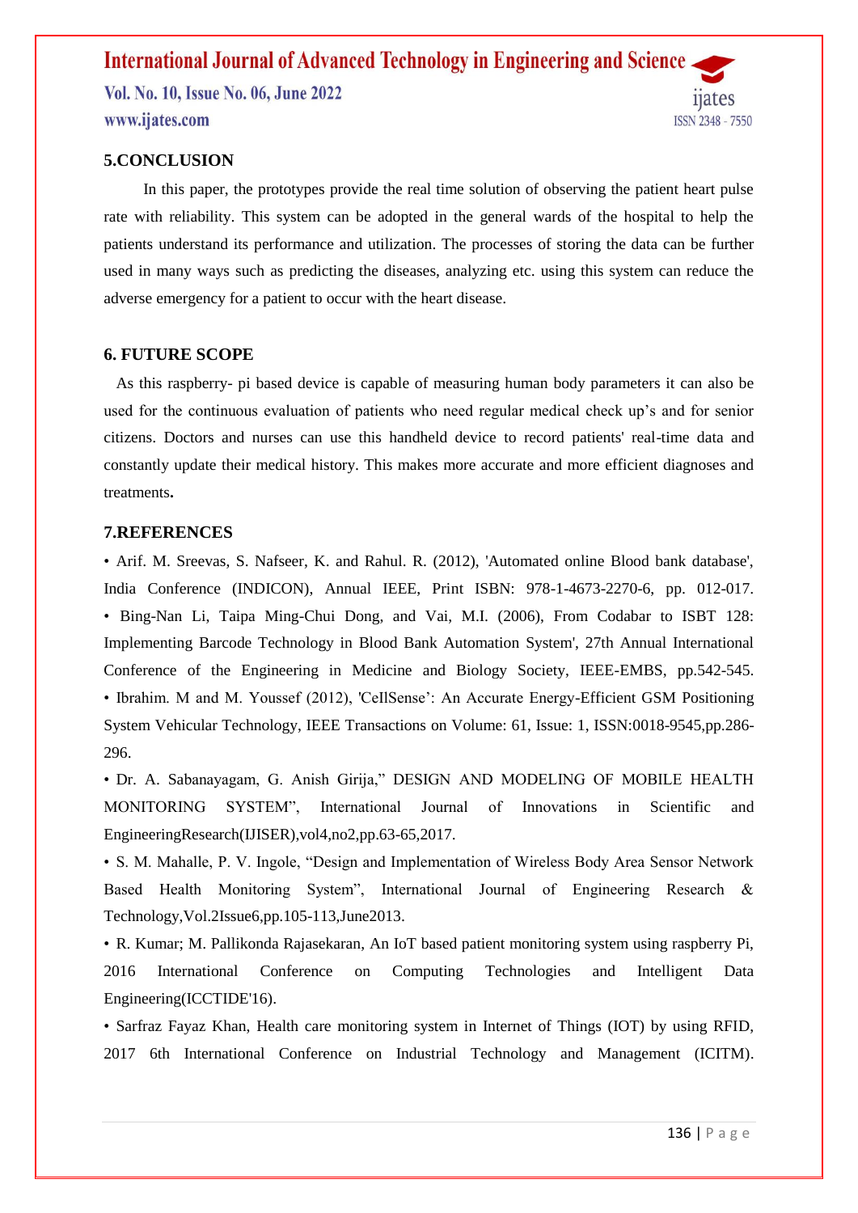## 5.CONCLUSION

In this paper, the prototypes provide the real time solution of observing the patient heart pulse rate with reliability. This system can be adopted in the general wards of the hospital to help the patients understand its performance and utilization. The processes of storing the data can be further used in many ways such as predicting the diseases, analyzing etc. using this system can reduce the adverse emergency for a patient to occur with the heart disease.

## 6. FUTURE SCOPE

As this raspberry- pi based device is capable of measuring human body parameters it can also be used for the continuous evaluation of patients who need regular medical check up's and for senior citizens. Doctors and nurses can use this handheld device to record patients' real-time data and constantly update their medical history. This makes more accurate and more efficient diagnoses and treatments**.**

## 7.REFERENCES

- Arif. M. Sreevas, S. Nafseer, K. and Rahul. R. (2012), 'Automated online Blood bank database', India Conference (INDICON), Annual IEEE, Print ISBN: 978-1-4673-2270-6, pp. 012-017.
- Bing-Nan Li, Taipa Ming-Chui Dong, and Vai, M.I. (2006), From Codabar to ISBT 128: Implementing Barcode Technology in Blood Bank Automation System', 27th Annual International Conference of the Engineering in Medicine and Biology Society, IEEE-EMBS, pp.542-545.
- Ibrahim. M and M. Youssef (2012), 'CellSense': An Accurate Energy-Efficient GSM Positioning System Vehicular Technology, IEEE Transactions on Volume: 61, Issue: 1, ISSN:0018-9545,pp.286-296.
- Dr. A. Sabanayagam, G. Anish Girija," DESIGN AND MODELING OF MOBILE HEALTH MONITORING SYSTEM", International Journal of Innovations in Scientific and EngineeringResearch(IJISER),vol4,no2,pp.63-65,2017.
- S. M. Mahalle, P. V. Ingole, "Design and Implementation of Wireless Body Area Sensor Network Based Health Monitoring System", International Journal of Engineering Research & Technology,Vol.2Issue6,pp.105-113,June2013.
- R. Kumar; M. Pallikonda Rajasekaran, An IoT based patient monitoring system using raspberry Pi, 2016 International Conference on Computing Technologies and Intelligent Data Engineering(ICCTIDE'16).
- Sarfraz Fayaz Khan, Health care monitoring system in Internet of Things (IOT) by using RFID, 2017 6th International Conference on Industrial Technology and Management (ICITM).